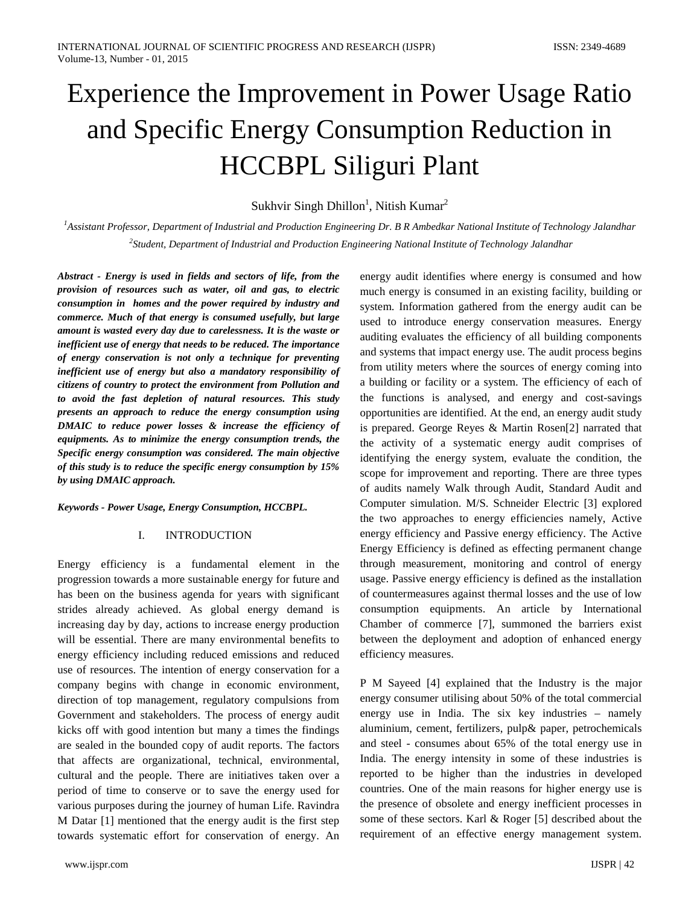# Experience the Improvement in Power Usage Ratio and Specific Energy Consumption Reduction in HCCBPL Siliguri Plant

Sukhvir Singh Dhillon[1], Nitish Kumar[2]

[1]*Assistant Professor, Department of Industrial and Production Engineering Dr. B R Ambedkar National Institute of Technology Jalandhar*

[2]*Student, Department of Industrial and Production Engineering National Institute of Technology Jalandhar*

***Abstract - Energy is used in fields and sectors of life, from the provision of resources such as water, oil and gas, to electric consumption in homes and the power required by industry and commerce. Much of that energy is consumed usefully, but large amount is wasted every day due to carelessness. It is the waste or inefficient use of energy that needs to be reduced. The importance of energy conservation is not only a technique for preventing inefficient use of energy but also a mandatory responsibility of citizens of country to protect the environment from Pollution and to avoid the fast depletion of natural resources. This study presents an approach to reduce the energy consumption using DMAIC to reduce power losses & increase the efficiency of equipments. As to minimize the energy consumption trends, the Specific energy consumption was considered. The main objective of this study is to reduce the specific energy consumption by 15% by using DMAIC approach.***

***Keywords - Power Usage, Energy Consumption, HCCBPL.***

## I. INTRODUCTION

Energy efficiency is a fundamental element in the progression towards a more sustainable energy for future and has been on the business agenda for years with significant strides already achieved. As global energy demand is increasing day by day, actions to increase energy production will be essential. There are many environmental benefits to energy efficiency including reduced emissions and reduced use of resources. The intention of energy conservation for a company begins with change in economic environment, direction of top management, regulatory compulsions from Government and stakeholders. The process of energy audit kicks off with good intention but many a times the findings are sealed in the bounded copy of audit reports. The factors that affects are organizational, technical, environmental, cultural and the people. There are initiatives taken over a period of time to conserve or to save the energy used for various purposes during the journey of human Life. Ravindra M Datar [1] mentioned that the energy audit is the first step towards systematic effort for conservation of energy. An energy audit identifies where energy is consumed and how much energy is consumed in an existing facility, building or system. Information gathered from the energy audit can be used to introduce energy conservation measures. Energy auditing evaluates the efficiency of all building components and systems that impact energy use. The audit process begins from utility meters where the sources of energy coming into a building or facility or a system. The efficiency of each of the functions is analysed, and energy and cost-savings opportunities are identified. At the end, an energy audit study is prepared. George Reyes & Martin Rosen[2] narrated that the activity of a systematic energy audit comprises of identifying the energy system, evaluate the condition, the scope for improvement and reporting. There are three types of audits namely Walk through Audit, Standard Audit and Computer simulation. M/S. Schneider Electric [3] explored the two approaches to energy efficiencies namely, Active energy efficiency and Passive energy efficiency. The Active Energy Efficiency is defined as effecting permanent change through measurement, monitoring and control of energy usage. Passive energy efficiency is defined as the installation of countermeasures against thermal losses and the use of low consumption equipments. An article by International Chamber of commerce [7], summoned the barriers exist between the deployment and adoption of enhanced energy efficiency measures.

P M Sayeed [4] explained that the Industry is the major energy consumer utilising about 50% of the total commercial energy use in India. The six key industries – namely aluminium, cement, fertilizers, pulp& paper, petrochemicals and steel - consumes about 65% of the total energy use in India. The energy intensity in some of these industries is reported to be higher than the industries in developed countries. One of the main reasons for higher energy use is the presence of obsolete and energy inefficient processes in some of these sectors. Karl & Roger [5] described about the requirement of an effective energy management system.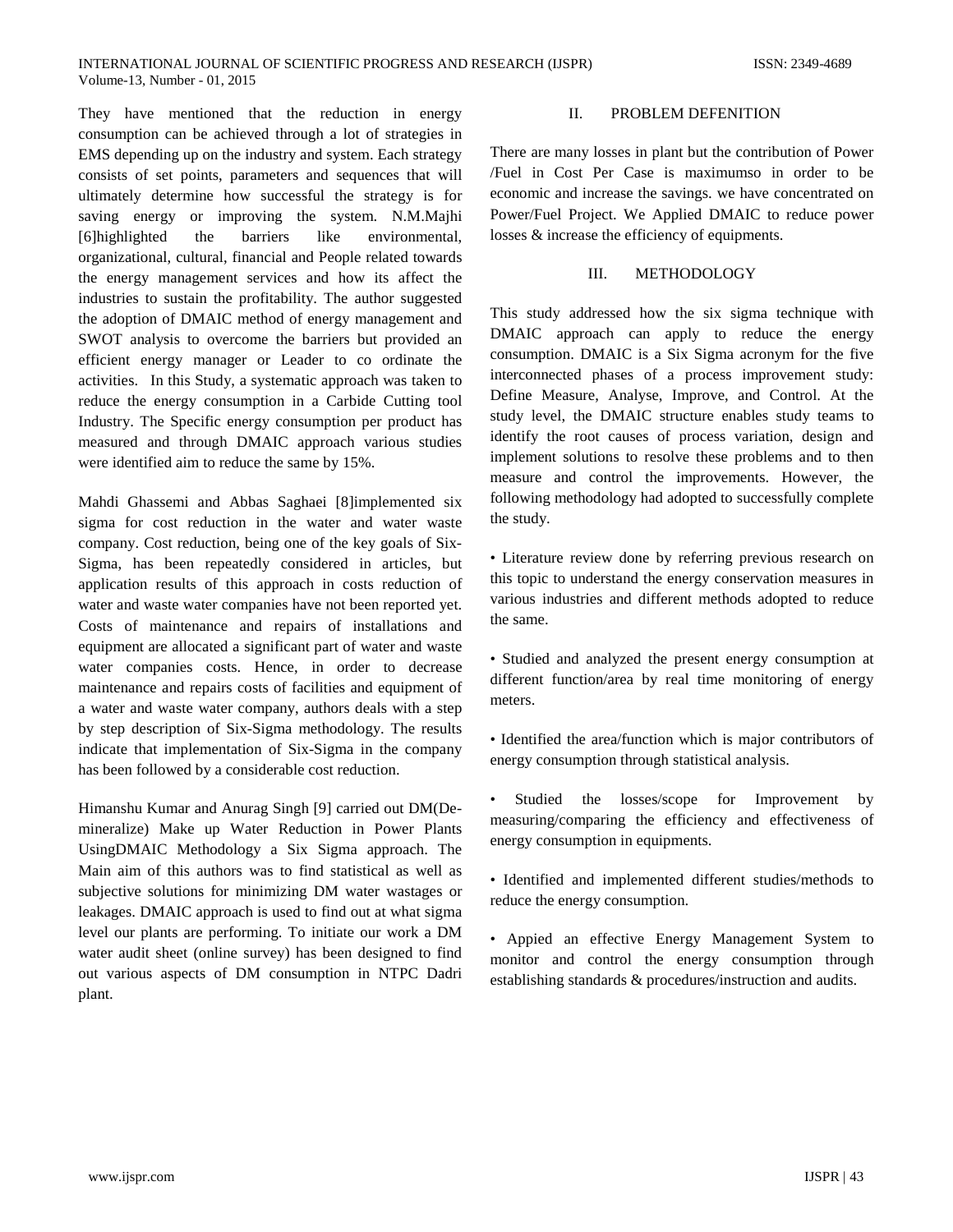They have mentioned that the reduction in energy consumption can be achieved through a lot of strategies in EMS depending up on the industry and system. Each strategy consists of set points, parameters and sequences that will ultimately determine how successful the strategy is for saving energy or improving the system. N.M.Majhi [6]highlighted the barriers like environmental, organizational, cultural, financial and People related towards the energy management services and how its affect the industries to sustain the profitability. The author suggested the adoption of DMAIC method of energy management and SWOT analysis to overcome the barriers but provided an efficient energy manager or Leader to co ordinate the activities. In this Study, a systematic approach was taken to reduce the energy consumption in a Carbide Cutting tool Industry. The Specific energy consumption per product has measured and through DMAIC approach various studies were identified aim to reduce the same by 15%.

Mahdi Ghassemi and Abbas Saghaei [8]implemented six sigma for cost reduction in the water and water waste company. Cost reduction, being one of the key goals of Six-Sigma, has been repeatedly considered in articles, but application results of this approach in costs reduction of water and waste water companies have not been reported yet. Costs of maintenance and repairs of installations and equipment are allocated a significant part of water and waste water companies costs. Hence, in order to decrease maintenance and repairs costs of facilities and equipment of a water and waste water company, authors deals with a step by step description of Six-Sigma methodology. The results indicate that implementation of Six-Sigma in the company has been followed by a considerable cost reduction.

Himanshu Kumar and Anurag Singh [9] carried out DM(De-mineralize) Make up Water Reduction in Power Plants UsingDMAIC Methodology a Six Sigma approach. The Main aim of this authors was to find statistical as well as subjective solutions for minimizing DM water wastages or leakages. DMAIC approach is used to find out at what sigma level our plants are performing. To initiate our work a DM water audit sheet (online survey) has been designed to find out various aspects of DM consumption in NTPC Dadri plant.

## II. PROBLEM DEFENITION

There are many losses in plant but the contribution of Power /Fuel in Cost Per Case is maximumso in order to be economic and increase the savings. we have concentrated on Power/Fuel Project. We Applied DMAIC to reduce power losses & increase the efficiency of equipments.

## III. METHODOLOGY

This study addressed how the six sigma technique with DMAIC approach can apply to reduce the energy consumption. DMAIC is a Six Sigma acronym for the five interconnected phases of a process improvement study: Define Measure, Analyse, Improve, and Control. At the study level, the DMAIC structure enables study teams to identify the root causes of process variation, design and implement solutions to resolve these problems and to then measure and control the improvements. However, the following methodology had adopted to successfully complete the study.

- Literature review done by referring previous research on this topic to understand the energy conservation measures in various industries and different methods adopted to reduce the same.

- Studied and analyzed the present energy consumption at different function/area by real time monitoring of energy meters.

- Identified the area/function which is major contributors of energy consumption through statistical analysis.

- Studied the losses/scope for Improvement by measuring/comparing the efficiency and effectiveness of energy consumption in equipments.

- Identified and implemented different studies/methods to reduce the energy consumption.

- Appied an effective Energy Management System to monitor and control the energy consumption through establishing standards & procedures/instruction and audits.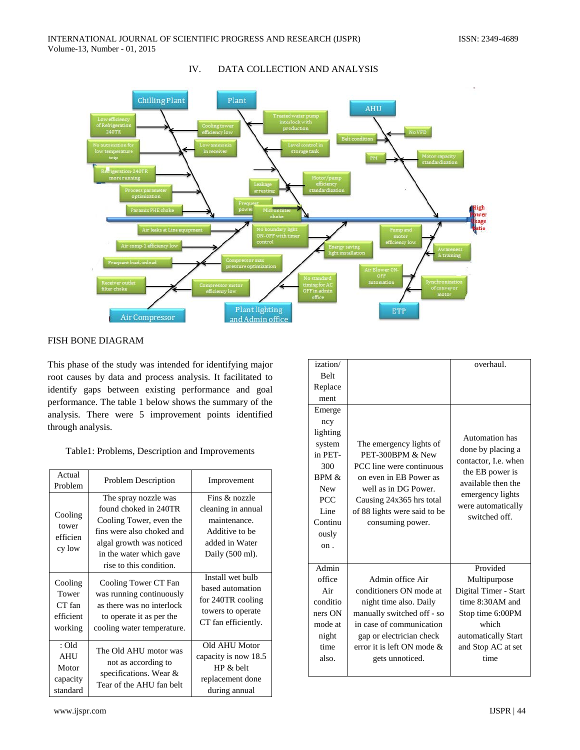## IV. DATA COLLECTION AND ANALYSIS

FISH BONE DIAGRAM

This phase of the study was intended for identifying major root causes by data and process analysis. It facilitated to identify gaps between existing performance and goal performance. The table 1 below shows the summary of the analysis. There were 5 improvement points identified through analysis.

Table1: Problems, Description and Improvements

| Actual Problem | Problem Description | Improvement |
|---|---|---|
| Cooling tower efficiency low | The spray nozzle was found choked in 240TR Cooling Tower, even the fins were also choked and algal growth was noticed in the water which gave rise to this condition. | Fins & nozzle cleaning in annual maintenance. Additive to be added in Water Daily (500 ml). |
| Cooling Tower CT fan efficient working | Cooling Tower CT Fan was running continuously as there was no interlock to operate it as per the cooling water temperature. | Install wet bulb based automation for 240TR cooling towers to operate CT fan efficiently. |
| : Old AHU Motor capacity standardization/ Belt Replacement | The Old AHU motor was not as according to specifications. Wear & Tear of the AHU fan belt | Old AHU Motor capacity is now 18.5 HP & belt replacement done during annual overhaul. |
| Emergency lighting system in PET-300 BPM & New PCC Line Continuously on . | The emergency lights of PET-300BPM & New PCC line were continuous on even in EB Power as well as in DG Power. Causing 24x365 hrs total of 88 lights were said to be consuming power. | Automation has done by placing a contactor, I.e. when the EB power is available then the emergency lights were automatically switched off. |
| Admin office Air conditioners ON mode at night time also. | Admin office Air conditioners ON mode at night time also. Daily manually switched off - so in case of communication gap or electrician check error it is left ON mode & gets unnoticed. | Provided Multipurpose Digital Timer - Start time 8:30AM and Stop time 6:00PM which automatically Start and Stop AC at set time |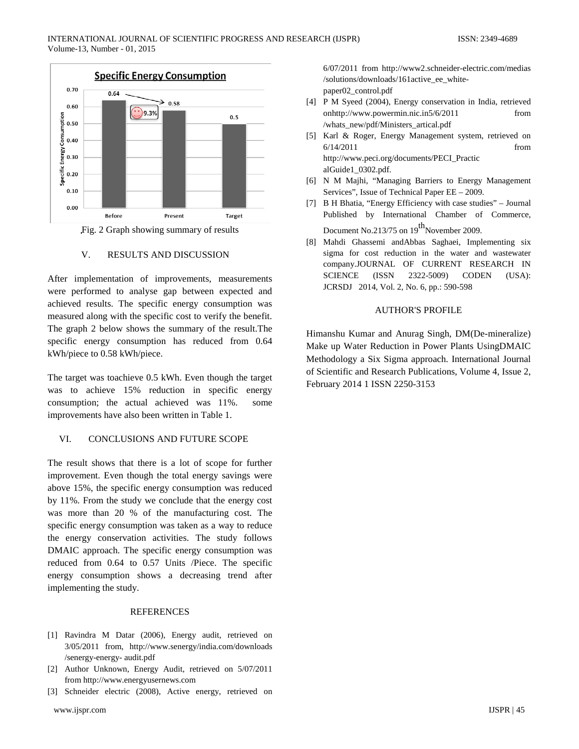Specific Energy Consumption

0.70
0.60
0.50
0.40
0.30
0.20
0.10
0.00

Specific Energy Consumption

0.64
0.58
9.3%
0.5

Before
Present
Target

Fig. 2 Graph showing summary of results

## V. RESULTS AND DISCUSSION

After implementation of improvements, measurements were performed to analyse gap between expected and achieved results. The specific energy consumption was measured along with the specific cost to verify the benefit. The graph 2 below shows the summary of the result.The specific energy consumption has reduced from 0.64 kWh/piece to 0.58 kWh/piece.

The target was toachieve 0.5 kWh. Even though the target was to achieve 15% reduction in specific energy consumption; the actual achieved was 11%. some improvements have also been written in Table 1.

## VI. CONCLUSIONS AND FUTURE SCOPE

The result shows that there is a lot of scope for further improvement. Even though the total energy savings were above 15%, the specific energy consumption was reduced by 11%. From the study we conclude that the energy cost was more than 20 % of the manufacturing cost. The specific energy consumption was taken as a way to reduce the energy conservation activities. The study follows DMAIC approach. The specific energy consumption was reduced from 0.64 to 0.57 Units /Piece. The specific energy consumption shows a decreasing trend after implementing the study.

## REFERENCES

[1] Ravindra M Datar (2006), Energy audit, retrieved on 3/05/2011 from, http://www.senergy/india.com/downloads /senergy-energy- audit.pdf

[2] Author Unknown, Energy Audit, retrieved on 5/07/2011 from http://www.energyusernews.com

[3] Schneider electric (2008), Active energy, retrieved on 6/07/2011 from http://www2.schneider-electric.com/medias /solutions/downloads/161active_ee_white-paper02_control.pdf

[4] P M Syeed (2004), Energy conservation in India, retrieved onhttp://www.powermin.nic.in5/6/2011 from /whats_new/pdf/Ministers_artical.pdf

[5] Karl & Roger, Energy Management system, retrieved on 6/14/2011 from http://www.peci.org/documents/PECI_PracticalGuide1_0302.pdf.

[6] N M Majhi, "Managing Barriers to Energy Management Services", Issue of Technical Paper EE – 2009.

[7] B H Bhatia, "Energy Efficiency with case studies" – Journal Published by International Chamber of Commerce, Document No.213/75 on 19th November 2009.

[8] Mahdi Ghassemi andAbbas Saghaei, Implementing six sigma for cost reduction in the water and wastewater company.JOURNAL OF CURRENT RESEARCH IN SCIENCE (ISSN 2322-5009) CODEN (USA): JCRSDJ 2014, Vol. 2, No. 6, pp.: 590-598

## AUTHOR'S PROFILE

Himanshu Kumar and Anurag Singh, DM(De-mineralize) Make up Water Reduction in Power Plants UsingDMAIC Methodology a Six Sigma approach. International Journal of Scientific and Research Publications, Volume 4, Issue 2, February 2014 1 ISSN 2250-3153